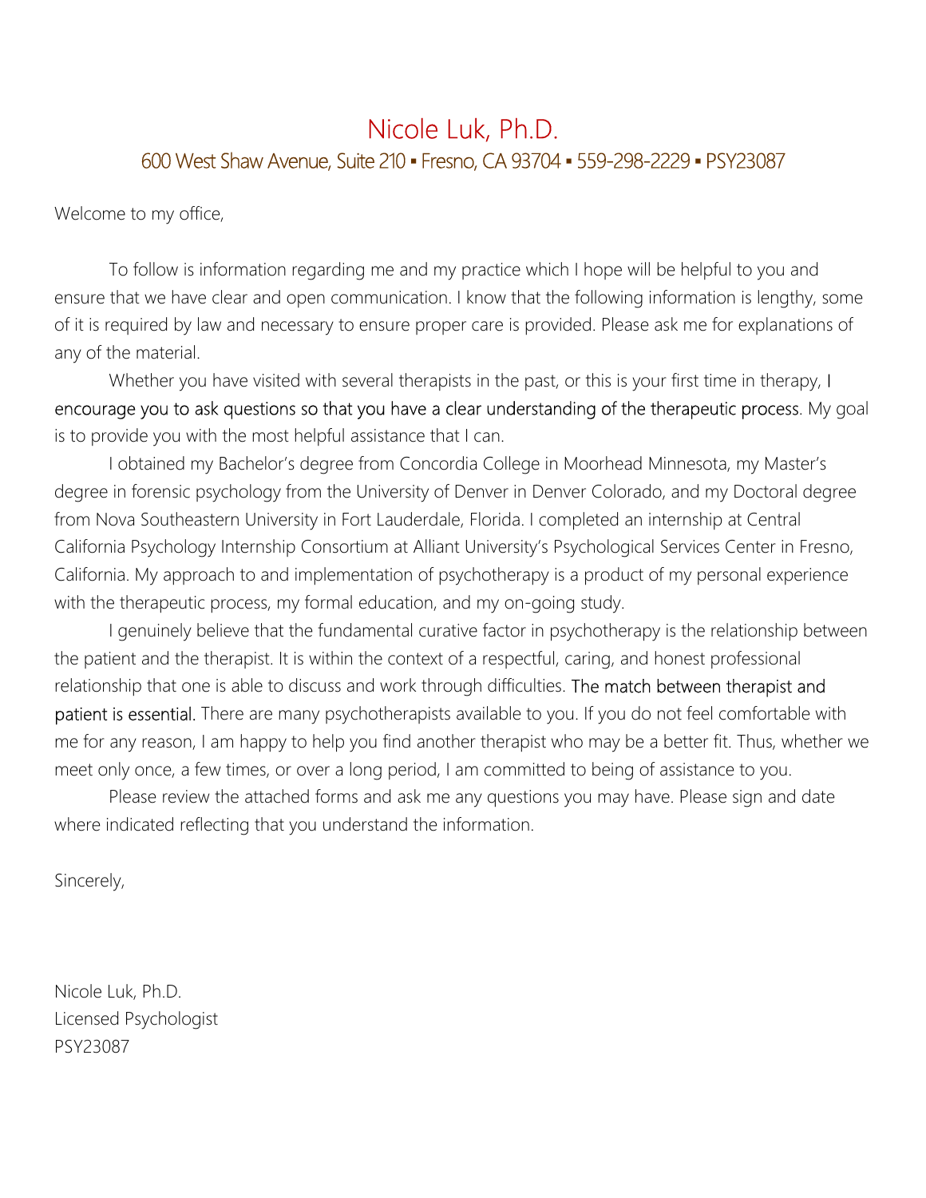# Nicole Luk, Ph.D.

600 West Shaw Avenue, Suite 210 ▪ Fresno, CA 93704 ▪ 559-298-2229 ▪ PSY23087

Welcome to my office,

To follow is information regarding me and my practice which I hope will be helpful to you and ensure that we have clear and open communication. I know that the following information is lengthy, some of it is required by law and necessary to ensure proper care is provided. Please ask me for explanations of any of the material.

Whether you have visited with several therapists in the past, or this is your first time in therapy, I encourage you to ask questions so that you have a clear understanding of the therapeutic process. My goal is to provide you with the most helpful assistance that I can.

I obtained my Bachelor's degree from Concordia College in Moorhead Minnesota, my Master's degree in forensic psychology from the University of Denver in Denver Colorado, and my Doctoral degree from Nova Southeastern University in Fort Lauderdale, Florida. I completed an internship at Central California Psychology Internship Consortium at Alliant University's Psychological Services Center in Fresno, California. My approach to and implementation of psychotherapy is a product of my personal experience with the therapeutic process, my formal education, and my on-going study.

I genuinely believe that the fundamental curative factor in psychotherapy is the relationship between the patient and the therapist. It is within the context of a respectful, caring, and honest professional relationship that one is able to discuss and work through difficulties. The match between therapist and patient is essential. There are many psychotherapists available to you. If you do not feel comfortable with me for any reason, I am happy to help you find another therapist who may be a better fit. Thus, whether we meet only once, a few times, or over a long period, I am committed to being of assistance to you.

Please review the attached forms and ask me any questions you may have. Please sign and date where indicated reflecting that you understand the information.

Sincerely,

Nicole Luk, Ph.D.
Licensed Psychologist
PSY23087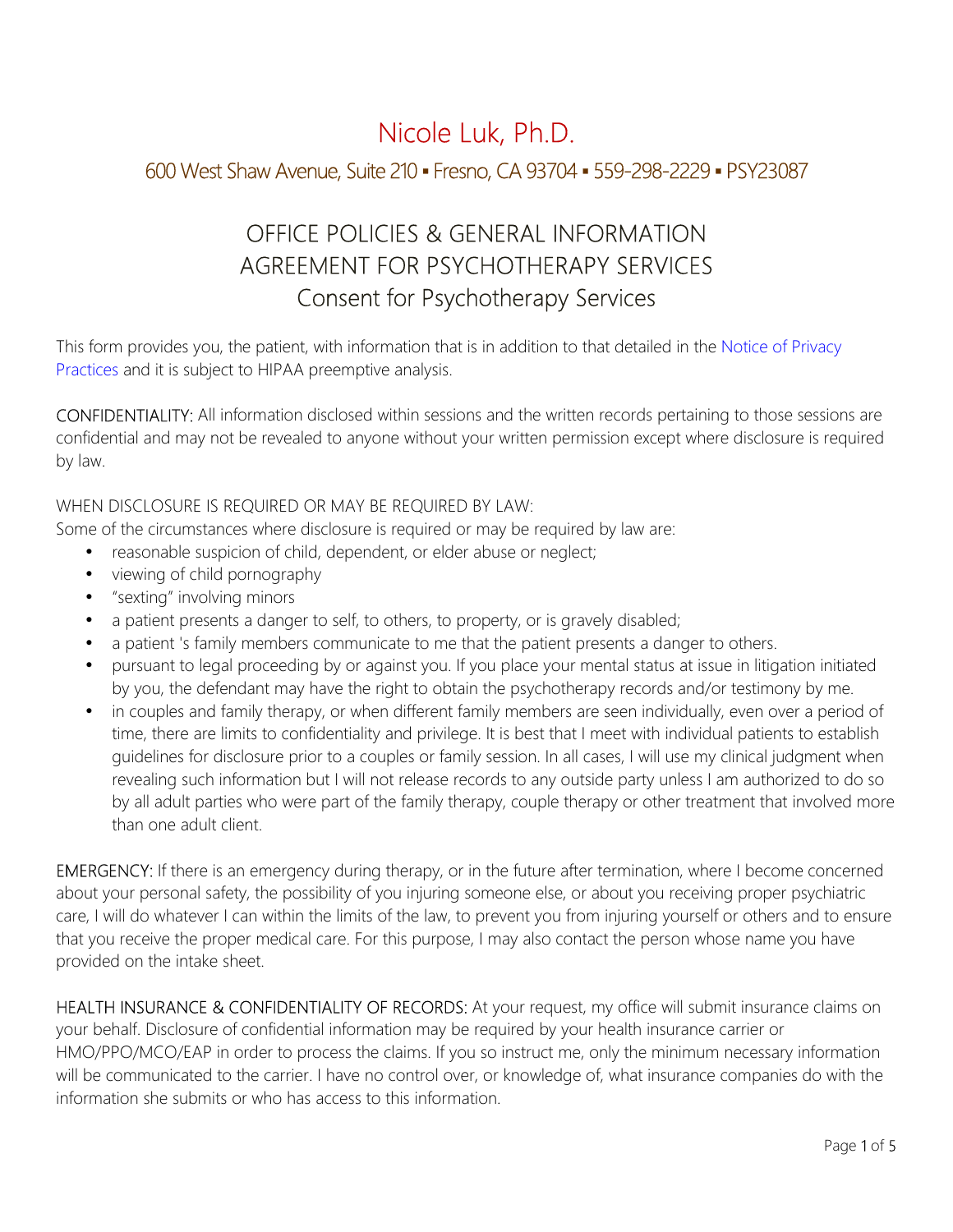# Nicole Luk, Ph.D.

600 West Shaw Avenue, Suite 210 ▪ Fresno, CA 93704 ▪ 559-298-2229 ▪ PSY23087

## OFFICE POLICIES & GENERAL INFORMATION
## AGREEMENT FOR PSYCHOTHERAPY SERVICES
### Consent for Psychotherapy Services

This form provides you, the patient, with information that is in addition to that detailed in the Notice of Privacy Practices and it is subject to HIPAA preemptive analysis.

CONFIDENTIALITY: All information disclosed within sessions and the written records pertaining to those sessions are confidential and may not be revealed to anyone without your written permission except where disclosure is required by law.

WHEN DISCLOSURE IS REQUIRED OR MAY BE REQUIRED BY LAW:
Some of the circumstances where disclosure is required or may be required by law are:

- reasonable suspicion of child, dependent, or elder abuse or neglect;
- viewing of child pornography
- "sexting" involving minors
- a patient presents a danger to self, to others, to property, or is gravely disabled;
- a patient 's family members communicate to me that the patient presents a danger to others.
- pursuant to legal proceeding by or against you. If you place your mental status at issue in litigation initiated by you, the defendant may have the right to obtain the psychotherapy records and/or testimony by me.
- in couples and family therapy, or when different family members are seen individually, even over a period of time, there are limits to confidentiality and privilege. It is best that I meet with individual patients to establish guidelines for disclosure prior to a couples or family session. In all cases, I will use my clinical judgment when revealing such information but I will not release records to any outside party unless I am authorized to do so by all adult parties who were part of the family therapy, couple therapy or other treatment that involved more than one adult client.

EMERGENCY: If there is an emergency during therapy, or in the future after termination, where I become concerned about your personal safety, the possibility of you injuring someone else, or about you receiving proper psychiatric care, I will do whatever I can within the limits of the law, to prevent you from injuring yourself or others and to ensure that you receive the proper medical care. For this purpose, I may also contact the person whose name you have provided on the intake sheet.

HEALTH INSURANCE & CONFIDENTIALITY OF RECORDS: At your request, my office will submit insurance claims on your behalf. Disclosure of confidential information may be required by your health insurance carrier or HMO/PPO/MCO/EAP in order to process the claims. If you so instruct me, only the minimum necessary information will be communicated to the carrier. I have no control over, or knowledge of, what insurance companies do with the information she submits or who has access to this information.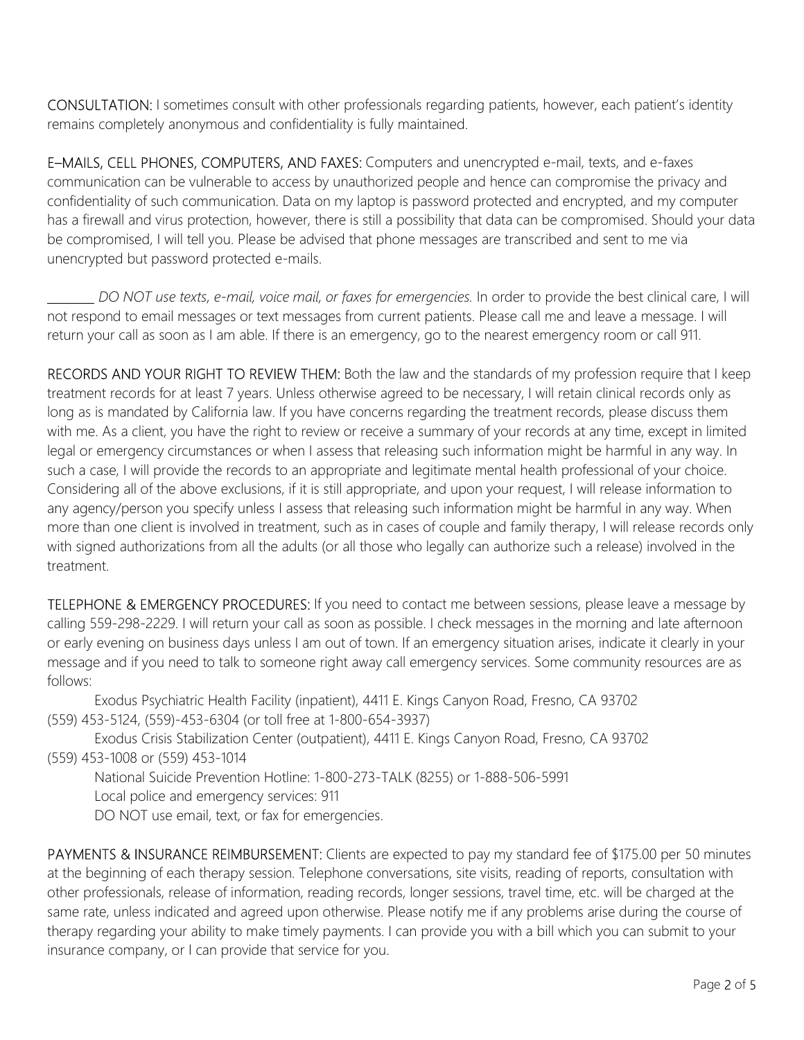CONSULTATION: I sometimes consult with other professionals regarding patients, however, each patient's identity remains completely anonymous and confidentiality is fully maintained.

E–MAILS, CELL PHONES, COMPUTERS, AND FAXES: Computers and unencrypted e-mail, texts, and e-faxes communication can be vulnerable to access by unauthorized people and hence can compromise the privacy and confidentiality of such communication. Data on my laptop is password protected and encrypted, and my computer has a firewall and virus protection, however, there is still a possibility that data can be compromised. Should your data be compromised, I will tell you. Please be advised that phone messages are transcribed and sent to me via unencrypted but password protected e-mails.

________ *DO NOT use texts, e-mail, voice mail, or faxes for emergencies.* In order to provide the best clinical care, I will not respond to email messages or text messages from current patients. Please call me and leave a message. I will return your call as soon as I am able. If there is an emergency, go to the nearest emergency room or call 911.

RECORDS AND YOUR RIGHT TO REVIEW THEM: Both the law and the standards of my profession require that I keep treatment records for at least 7 years. Unless otherwise agreed to be necessary, I will retain clinical records only as long as is mandated by California law. If you have concerns regarding the treatment records, please discuss them with me. As a client, you have the right to review or receive a summary of your records at any time, except in limited legal or emergency circumstances or when I assess that releasing such information might be harmful in any way. In such a case, I will provide the records to an appropriate and legitimate mental health professional of your choice. Considering all of the above exclusions, if it is still appropriate, and upon your request, I will release information to any agency/person you specify unless I assess that releasing such information might be harmful in any way. When more than one client is involved in treatment, such as in cases of couple and family therapy, I will release records only with signed authorizations from all the adults (or all those who legally can authorize such a release) involved in the treatment.

TELEPHONE & EMERGENCY PROCEDURES: If you need to contact me between sessions, please leave a message by calling 559-298-2229. I will return your call as soon as possible. I check messages in the morning and late afternoon or early evening on business days unless I am out of town. If an emergency situation arises, indicate it clearly in your message and if you need to talk to someone right away call emergency services. Some community resources are as follows:

Exodus Psychiatric Health Facility (inpatient), 4411 E. Kings Canyon Road, Fresno, CA 93702
(559) 453-5124, (559)-453-6304 (or toll free at 1-800-654-3937)

Exodus Crisis Stabilization Center (outpatient), 4411 E. Kings Canyon Road, Fresno, CA 93702
(559) 453-1008 or (559) 453-1014

National Suicide Prevention Hotline: 1-800-273-TALK (8255) or 1-888-506-5991

Local police and emergency services: 911

DO NOT use email, text, or fax for emergencies.

PAYMENTS & INSURANCE REIMBURSEMENT: Clients are expected to pay my standard fee of $175.00 per 50 minutes at the beginning of each therapy session. Telephone conversations, site visits, reading of reports, consultation with other professionals, release of information, reading records, longer sessions, travel time, etc. will be charged at the same rate, unless indicated and agreed upon otherwise. Please notify me if any problems arise during the course of therapy regarding your ability to make timely payments. I can provide you with a bill which you can submit to your insurance company, or I can provide that service for you.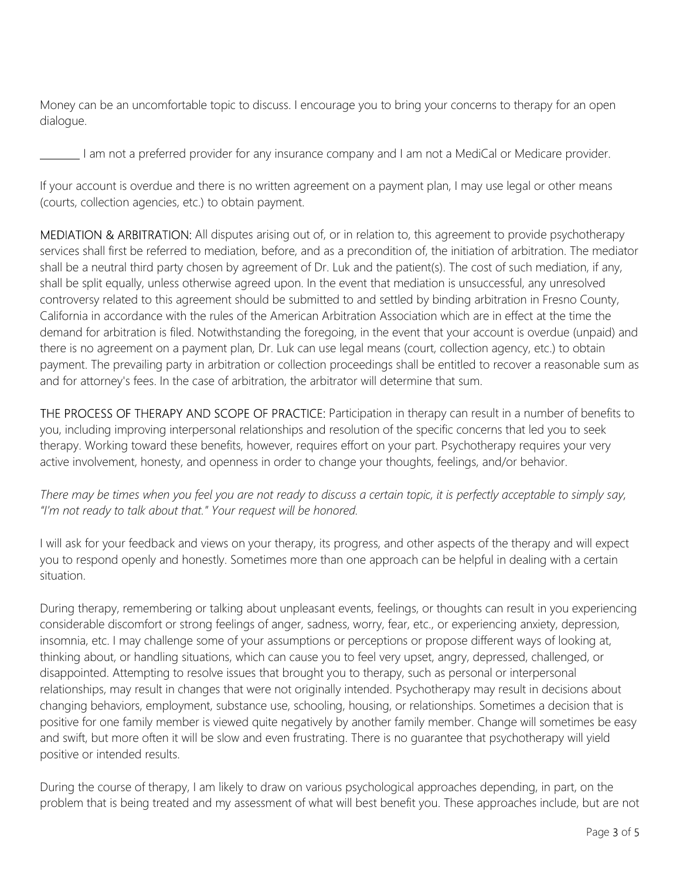Money can be an uncomfortable topic to discuss. I encourage you to bring your concerns to therapy for an open dialogue.

_______ I am not a preferred provider for any insurance company and I am not a MediCal or Medicare provider.

If your account is overdue and there is no written agreement on a payment plan, I may use legal or other means (courts, collection agencies, etc.) to obtain payment.

MEDIATION & ARBITRATION: All disputes arising out of, or in relation to, this agreement to provide psychotherapy services shall first be referred to mediation, before, and as a precondition of, the initiation of arbitration. The mediator shall be a neutral third party chosen by agreement of Dr. Luk and the patient(s). The cost of such mediation, if any, shall be split equally, unless otherwise agreed upon. In the event that mediation is unsuccessful, any unresolved controversy related to this agreement should be submitted to and settled by binding arbitration in Fresno County, California in accordance with the rules of the American Arbitration Association which are in effect at the time the demand for arbitration is filed. Notwithstanding the foregoing, in the event that your account is overdue (unpaid) and there is no agreement on a payment plan, Dr. Luk can use legal means (court, collection agency, etc.) to obtain payment. The prevailing party in arbitration or collection proceedings shall be entitled to recover a reasonable sum as and for attorney's fees. In the case of arbitration, the arbitrator will determine that sum.

THE PROCESS OF THERAPY AND SCOPE OF PRACTICE: Participation in therapy can result in a number of benefits to you, including improving interpersonal relationships and resolution of the specific concerns that led you to seek therapy. Working toward these benefits, however, requires effort on your part. Psychotherapy requires your very active involvement, honesty, and openness in order to change your thoughts, feelings, and/or behavior.

*There may be times when you feel you are not ready to discuss a certain topic, it is perfectly acceptable to simply say, "I'm not ready to talk about that." Your request will be honored.*

I will ask for your feedback and views on your therapy, its progress, and other aspects of the therapy and will expect you to respond openly and honestly. Sometimes more than one approach can be helpful in dealing with a certain situation.

During therapy, remembering or talking about unpleasant events, feelings, or thoughts can result in you experiencing considerable discomfort or strong feelings of anger, sadness, worry, fear, etc., or experiencing anxiety, depression, insomnia, etc. I may challenge some of your assumptions or perceptions or propose different ways of looking at, thinking about, or handling situations, which can cause you to feel very upset, angry, depressed, challenged, or disappointed. Attempting to resolve issues that brought you to therapy, such as personal or interpersonal relationships, may result in changes that were not originally intended. Psychotherapy may result in decisions about changing behaviors, employment, substance use, schooling, housing, or relationships. Sometimes a decision that is positive for one family member is viewed quite negatively by another family member. Change will sometimes be easy and swift, but more often it will be slow and even frustrating. There is no guarantee that psychotherapy will yield positive or intended results.

During the course of therapy, I am likely to draw on various psychological approaches depending, in part, on the problem that is being treated and my assessment of what will best benefit you. These approaches include, but are not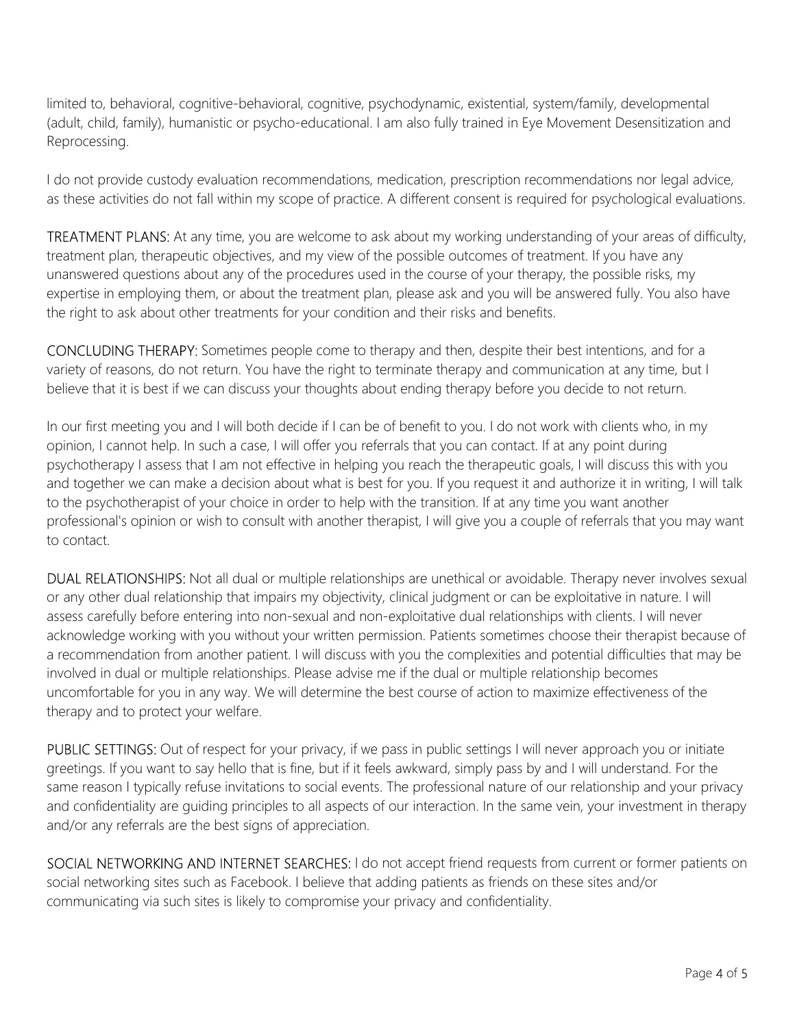limited to, behavioral, cognitive-behavioral, cognitive, psychodynamic, existential, system/family, developmental (adult, child, family), humanistic or psycho-educational. I am also fully trained in Eye Movement Desensitization and Reprocessing.

I do not provide custody evaluation recommendations, medication, prescription recommendations nor legal advice, as these activities do not fall within my scope of practice. A different consent is required for psychological evaluations.

TREATMENT PLANS: At any time, you are welcome to ask about my working understanding of your areas of difficulty, treatment plan, therapeutic objectives, and my view of the possible outcomes of treatment. If you have any unanswered questions about any of the procedures used in the course of your therapy, the possible risks, my expertise in employing them, or about the treatment plan, please ask and you will be answered fully. You also have the right to ask about other treatments for your condition and their risks and benefits.

CONCLUDING THERAPY: Sometimes people come to therapy and then, despite their best intentions, and for a variety of reasons, do not return. You have the right to terminate therapy and communication at any time, but I believe that it is best if we can discuss your thoughts about ending therapy before you decide to not return.

In our first meeting you and I will both decide if I can be of benefit to you. I do not work with clients who, in my opinion, I cannot help. In such a case, I will offer you referrals that you can contact. If at any point during psychotherapy I assess that I am not effective in helping you reach the therapeutic goals, I will discuss this with you and together we can make a decision about what is best for you. If you request it and authorize it in writing, I will talk to the psychotherapist of your choice in order to help with the transition. If at any time you want another professional's opinion or wish to consult with another therapist, I will give you a couple of referrals that you may want to contact.

DUAL RELATIONSHIPS: Not all dual or multiple relationships are unethical or avoidable. Therapy never involves sexual or any other dual relationship that impairs my objectivity, clinical judgment or can be exploitative in nature. I will assess carefully before entering into non-sexual and non-exploitative dual relationships with clients. I will never acknowledge working with you without your written permission. Patients sometimes choose their therapist because of a recommendation from another patient. I will discuss with you the complexities and potential difficulties that may be involved in dual or multiple relationships. Please advise me if the dual or multiple relationship becomes uncomfortable for you in any way. We will determine the best course of action to maximize effectiveness of the therapy and to protect your welfare.

PUBLIC SETTINGS: Out of respect for your privacy, if we pass in public settings I will never approach you or initiate greetings. If you want to say hello that is fine, but if it feels awkward, simply pass by and I will understand. For the same reason I typically refuse invitations to social events. The professional nature of our relationship and your privacy and confidentiality are guiding principles to all aspects of our interaction. In the same vein, your investment in therapy and/or any referrals are the best signs of appreciation.

SOCIAL NETWORKING AND INTERNET SEARCHES: I do not accept friend requests from current or former patients on social networking sites such as Facebook. I believe that adding patients as friends on these sites and/or communicating via such sites is likely to compromise your privacy and confidentiality.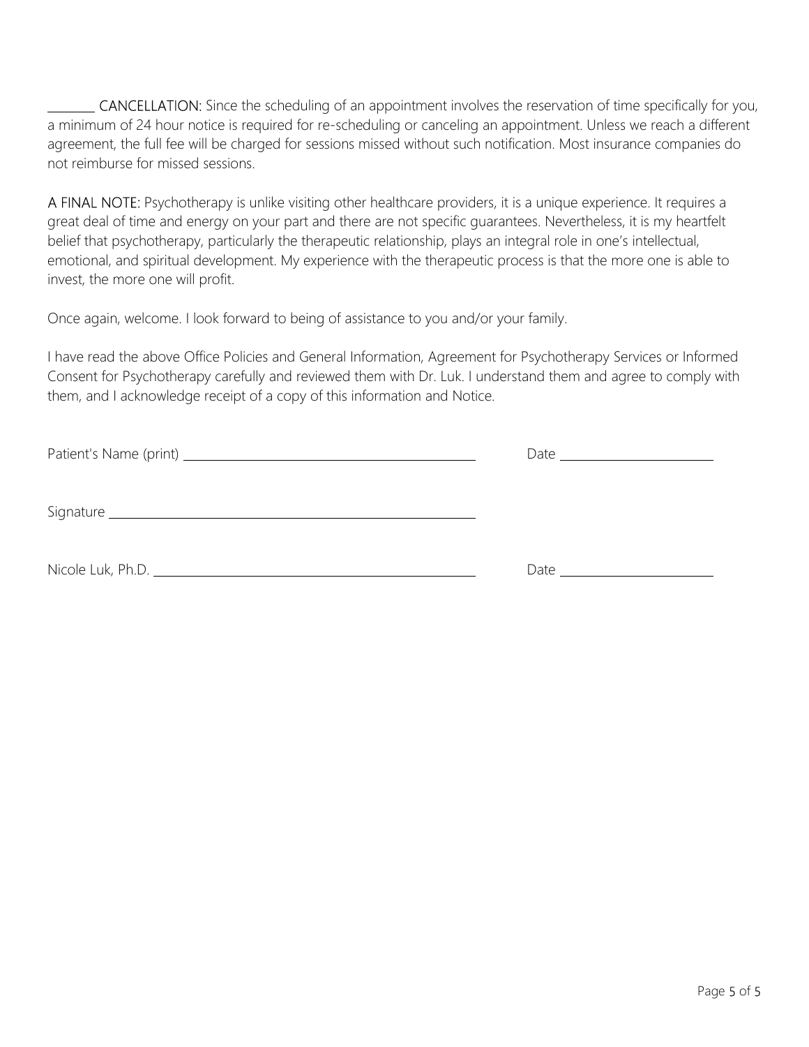_______ **CANCELLATION:** Since the scheduling of an appointment involves the reservation of time specifically for you, a minimum of 24 hour notice is required for re-scheduling or canceling an appointment. Unless we reach a different agreement, the full fee will be charged for sessions missed without such notification. Most insurance companies do not reimburse for missed sessions.

**A FINAL NOTE:** Psychotherapy is unlike visiting other healthcare providers, it is a unique experience. It requires a great deal of time and energy on your part and there are not specific guarantees. Nevertheless, it is my heartfelt belief that psychotherapy, particularly the therapeutic relationship, plays an integral role in one's intellectual, emotional, and spiritual development. My experience with the therapeutic process is that the more one is able to invest, the more one will profit.

Once again, welcome. I look forward to being of assistance to you and/or your family.

I have read the above Office Policies and General Information, Agreement for Psychotherapy Services or Informed Consent for Psychotherapy carefully and reviewed them with Dr. Luk. I understand them and agree to comply with them, and I acknowledge receipt of a copy of this information and Notice.

Patient's Name (print) ________________________________________ Date ____________________

Signature ________________________________________

Nicole Luk, Ph.D. ________________________________________ Date ____________________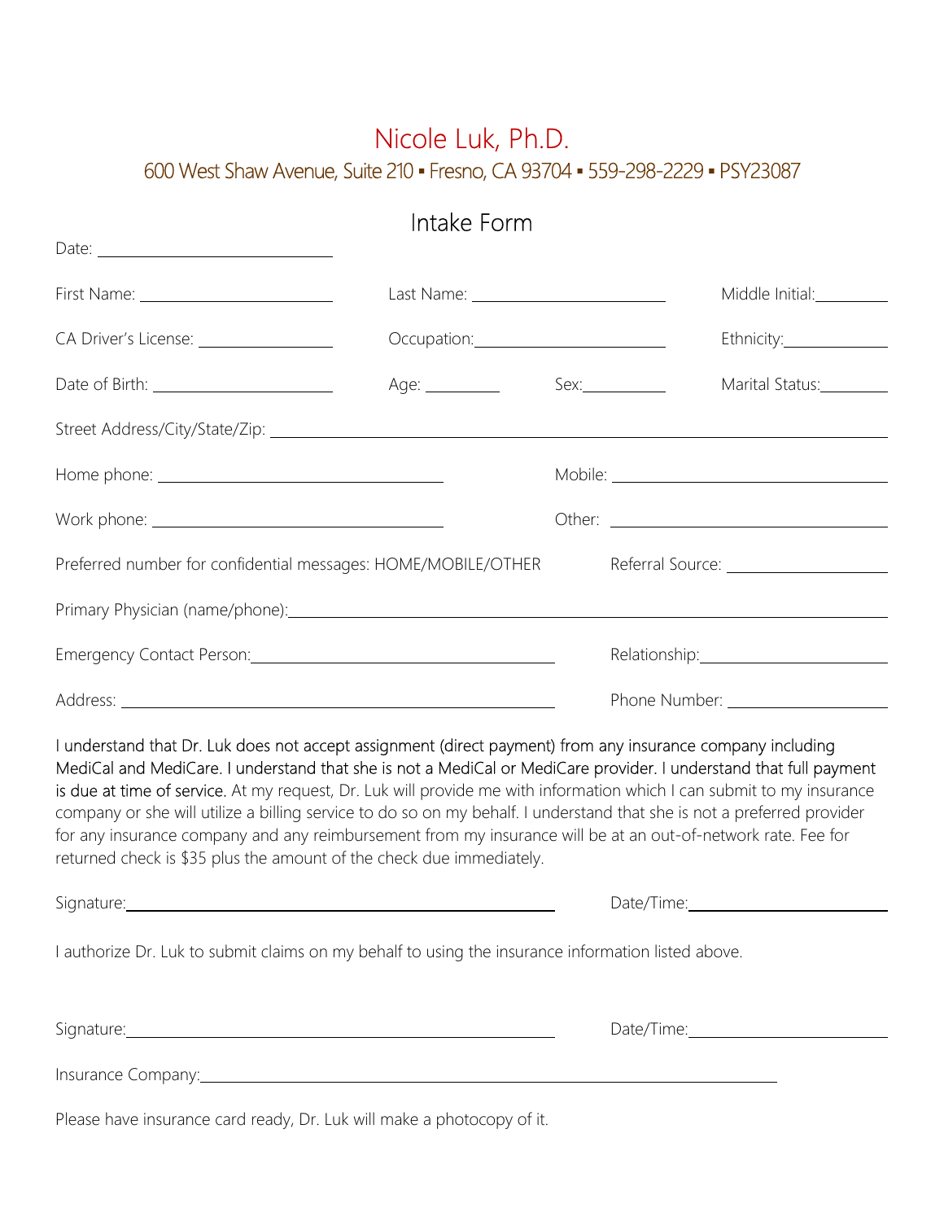# Nicole Luk, Ph.D.

600 West Shaw Avenue, Suite 210 ▪ Fresno, CA 93704 ▪ 559-298-2229 ▪ PSY23087

## Intake Form

Date: ______________________

First Name: ____________________ Last Name: ____________________ Middle Initial: ________

CA Driver's License: ______________ Occupation: ____________________ Ethnicity: ___________

Date of Birth: __________________ Age: ________ Sex: _________ Marital Status: ________

Street Address/City/State/Zip: ________________________________________________

Home phone: ____________________________ Mobile: ____________________________

Work phone: ____________________________ Other: ____________________________

Preferred number for confidential messages: HOME/MOBILE/OTHER Referral Source: ________________

Primary Physician (name/phone): ________________________________________________

Emergency Contact Person: ______________________________ Relationship: ____________________

Address: ______________________________________________ Phone Number: __________________

I understand that Dr. Luk does not accept assignment (direct payment) from any insurance company including MediCal and MediCare. I understand that she is not a MediCal or MediCare provider. I understand that full payment is due at time of service. At my request, Dr. Luk will provide me with information which I can submit to my insurance company or she will utilize a billing service to do so on my behalf. I understand that she is not a preferred provider for any insurance company and any reimbursement from my insurance will be at an out-of-network rate. Fee for returned check is $35 plus the amount of the check due immediately.

Signature: ____________________________________________ Date/Time: ____________________

I authorize Dr. Luk to submit claims on my behalf to using the insurance information listed above.

Signature: ____________________________________________ Date/Time: ____________________

Insurance Company: ________________________________________________________

Please have insurance card ready, Dr. Luk will make a photocopy of it.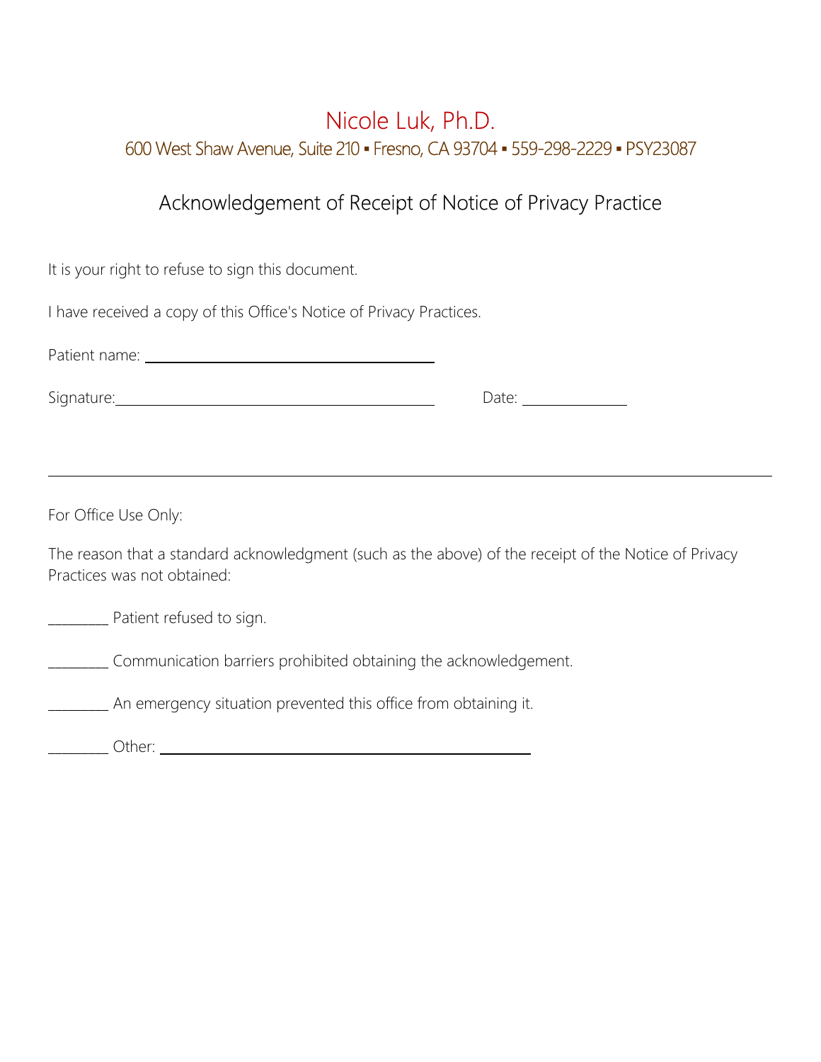# Nicole Luk, Ph.D.

600 West Shaw Avenue, Suite 210 ▪ Fresno, CA 93704 ▪ 559-298-2229 ▪ PSY23087

## Acknowledgement of Receipt of Notice of Privacy Practice

It is your right to refuse to sign this document.

I have received a copy of this Office's Notice of Privacy Practices.

Patient name: ________________________________

Signature: ____________________________________ Date: ____________

---

For Office Use Only:

The reason that a standard acknowledgment (such as the above) of the receipt of the Notice of Privacy Practices was not obtained:

________ Patient refused to sign.

________ Communication barriers prohibited obtaining the acknowledgement.

________ An emergency situation prevented this office from obtaining it.

________ Other: ________________________________________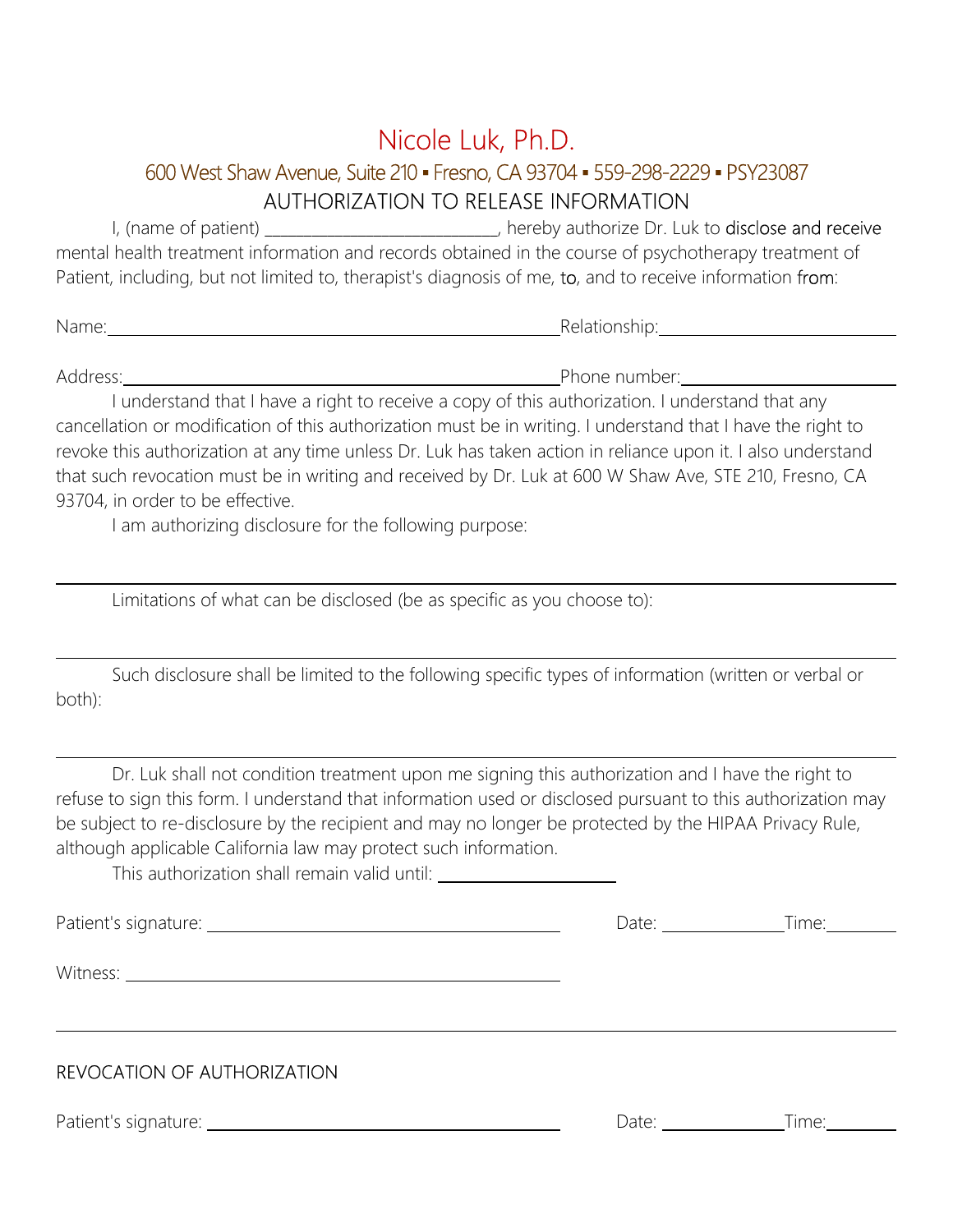# Nicole Luk, Ph.D.

600 West Shaw Avenue, Suite 210 ▪ Fresno, CA 93704 ▪ 559-298-2229 ▪ PSY23087

## AUTHORIZATION TO RELEASE INFORMATION

I, (name of patient) ___________________________, hereby authorize Dr. Luk to disclose and receive mental health treatment information and records obtained in the course of psychotherapy treatment of Patient, including, but not limited to, therapist's diagnosis of me, to, and to receive information from:

Name: ______________________________________________ Relationship: ______________________

Address: ____________________________________________ Phone number: _____________________

I understand that I have a right to receive a copy of this authorization. I understand that any cancellation or modification of this authorization must be in writing. I understand that I have the right to revoke this authorization at any time unless Dr. Luk has taken action in reliance upon it. I also understand that such revocation must be in writing and received by Dr. Luk at 600 W Shaw Ave, STE 210, Fresno, CA 93704, in order to be effective.

I am authorizing disclosure for the following purpose:

______________________________________________________________________________

Limitations of what can be disclosed (be as specific as you choose to):

______________________________________________________________________________

Such disclosure shall be limited to the following specific types of information (written or verbal or both):

______________________________________________________________________________

Dr. Luk shall not condition treatment upon me signing this authorization and I have the right to refuse to sign this form. I understand that information used or disclosed pursuant to this authorization may be subject to re-disclosure by the recipient and may no longer be protected by the HIPAA Privacy Rule, although applicable California law may protect such information.

This authorization shall remain valid until: ____________________

Patient's signature: ____________________________________ Date: _____________ Time: ________

Witness: ____________________________________

______________________________________________________________________________

REVOCATION OF AUTHORIZATION

Patient's signature: ____________________________________ Date: _____________ Time: ________